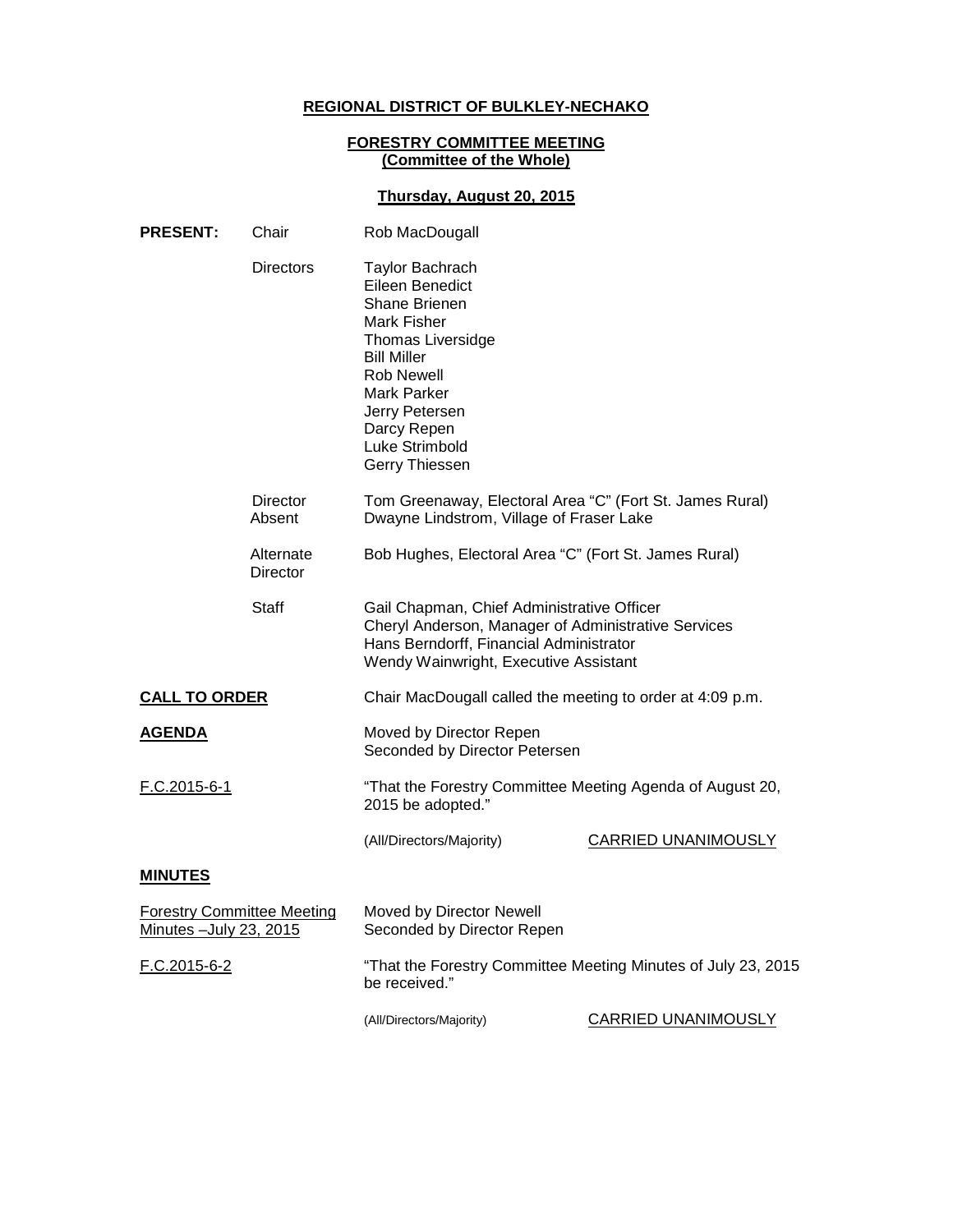**REGIONAL DISTRICT OF BULKLEY-NECHAKO**

**FORESTRY COMMITTEE MEETING**
**(Committee of the Whole)**

**Thursday, August 20, 2015**

| | | |
|---|---|---|
| **PRESENT:** | Chair | Rob MacDougall |
| | Directors | Taylor Bachrach<br>Eileen Benedict<br>Shane Brienen<br>Mark Fisher<br>Thomas Liversidge<br>Bill Miller<br>Rob Newell<br>Mark Parker<br>Jerry Petersen<br>Darcy Repen<br>Luke Strimbold<br>Gerry Thiessen |
| | Director Absent | Tom Greenaway, Electoral Area "C" (Fort St. James Rural)<br>Dwayne Lindstrom, Village of Fraser Lake |
| | Alternate Director | Bob Hughes, Electoral Area "C" (Fort St. James Rural) |
| | Staff | Gail Chapman, Chief Administrative Officer<br>Cheryl Anderson, Manager of Administrative Services<br>Hans Berndorff, Financial Administrator<br>Wendy Wainwright, Executive Assistant |

**CALL TO ORDER**

Chair MacDougall called the meeting to order at 4:09 p.m.

**AGENDA**

Moved by Director Repen
Seconded by Director Petersen

F.C.2015-6-1

"That the Forestry Committee Meeting Agenda of August 20, 2015 be adopted."

(All/Directors/Majority) CARRIED UNANIMOUSLY

**MINUTES**

Forestry Committee Meeting Minutes –July 23, 2015

Moved by Director Newell
Seconded by Director Repen

F.C.2015-6-2

"That the Forestry Committee Meeting Minutes of July 23, 2015 be received."

(All/Directors/Majority) CARRIED UNANIMOUSLY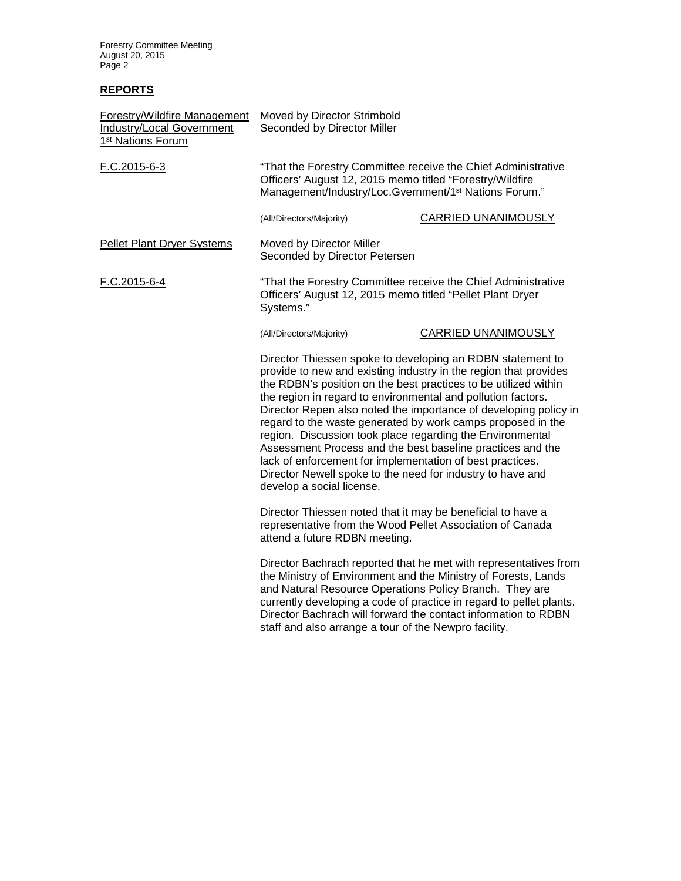## REPORTS

Forestry/Wildfire Management Industry/Local Government 1st Nations Forum

Moved by Director Strimbold
Seconded by Director Miller

F.C.2015-6-3

"That the Forestry Committee receive the Chief Administrative Officers' August 12, 2015 memo titled "Forestry/Wildfire Management/Industry/Loc.Gvernment/1st Nations Forum."

(All/Directors/Majority) CARRIED UNANIMOUSLY

Pellet Plant Dryer Systems

Moved by Director Miller
Seconded by Director Petersen

F.C.2015-6-4

"That the Forestry Committee receive the Chief Administrative Officers' August 12, 2015 memo titled "Pellet Plant Dryer Systems."

(All/Directors/Majority) CARRIED UNANIMOUSLY

Director Thiessen spoke to developing an RDBN statement to provide to new and existing industry in the region that provides the RDBN's position on the best practices to be utilized within the region in regard to environmental and pollution factors. Director Repen also noted the importance of developing policy in regard to the waste generated by work camps proposed in the region. Discussion took place regarding the Environmental Assessment Process and the best baseline practices and the lack of enforcement for implementation of best practices. Director Newell spoke to the need for industry to have and develop a social license.

Director Thiessen noted that it may be beneficial to have a representative from the Wood Pellet Association of Canada attend a future RDBN meeting.

Director Bachrach reported that he met with representatives from the Ministry of Environment and the Ministry of Forests, Lands and Natural Resource Operations Policy Branch. They are currently developing a code of practice in regard to pellet plants. Director Bachrach will forward the contact information to RDBN staff and also arrange a tour of the Newpro facility.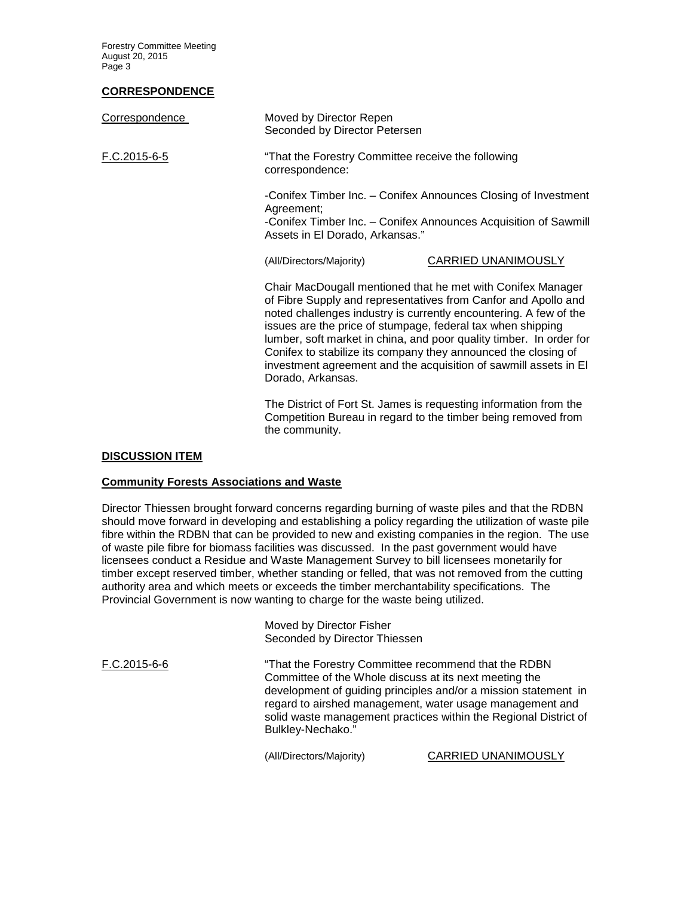## CORRESPONDENCE

Correspondence

Moved by Director Repen
Seconded by Director Petersen

F.C.2015-6-5

"That the Forestry Committee receive the following correspondence:

-Conifex Timber Inc. – Conifex Announces Closing of Investment Agreement;
-Conifex Timber Inc. – Conifex Announces Acquisition of Sawmill Assets in El Dorado, Arkansas."

(All/Directors/Majority) CARRIED UNANIMOUSLY

Chair MacDougall mentioned that he met with Conifex Manager of Fibre Supply and representatives from Canfor and Apollo and noted challenges industry is currently encountering. A few of the issues are the price of stumpage, federal tax when shipping lumber, soft market in china, and poor quality timber. In order for Conifex to stabilize its company they announced the closing of investment agreement and the acquisition of sawmill assets in El Dorado, Arkansas.

The District of Fort St. James is requesting information from the Competition Bureau in regard to the timber being removed from the community.

## DISCUSSION ITEM

### Community Forests Associations and Waste

Director Thiessen brought forward concerns regarding burning of waste piles and that the RDBN should move forward in developing and establishing a policy regarding the utilization of waste pile fibre within the RDBN that can be provided to new and existing companies in the region. The use of waste pile fibre for biomass facilities was discussed. In the past government would have licensees conduct a Residue and Waste Management Survey to bill licensees monetarily for timber except reserved timber, whether standing or felled, that was not removed from the cutting authority area and which meets or exceeds the timber merchantability specifications. The Provincial Government is now wanting to charge for the waste being utilized.

Moved by Director Fisher
Seconded by Director Thiessen

F.C.2015-6-6

"That the Forestry Committee recommend that the RDBN Committee of the Whole discuss at its next meeting the development of guiding principles and/or a mission statement in regard to airshed management, water usage management and solid waste management practices within the Regional District of Bulkley-Nechako."

(All/Directors/Majority) CARRIED UNANIMOUSLY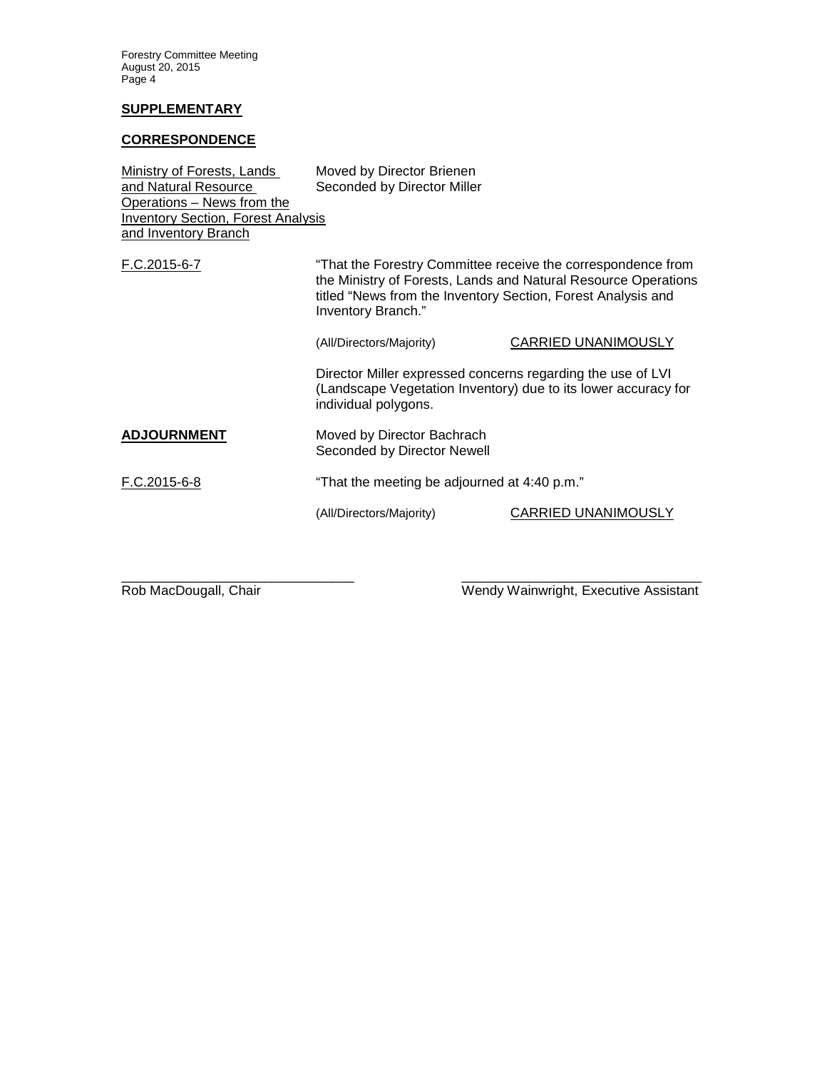## SUPPLEMENTARY

## CORRESPONDENCE

Ministry of Forests, Lands and Natural Resource Operations – News from the Inventory Section, Forest Analysis and Inventory Branch

Moved by Director Brienen
Seconded by Director Miller

F.C.2015-6-7

"That the Forestry Committee receive the correspondence from the Ministry of Forests, Lands and Natural Resource Operations titled "News from the Inventory Section, Forest Analysis and Inventory Branch."

(All/Directors/Majority) CARRIED UNANIMOUSLY

Director Miller expressed concerns regarding the use of LVI (Landscape Vegetation Inventory) due to its lower accuracy for individual polygons.

**ADJOURNMENT**

Moved by Director Bachrach
Seconded by Director Newell

F.C.2015-6-8

"That the meeting be adjourned at 4:40 p.m."

(All/Directors/Majority) CARRIED UNANIMOUSLY

\_\_\_\_\_\_\_\_\_\_\_\_\_\_\_\_\_\_\_\_\_\_\_\_\_\_\_\_\_\_
Rob MacDougall, Chair

\_\_\_\_\_\_\_\_\_\_\_\_\_\_\_\_\_\_\_\_\_\_\_\_\_\_\_\_\_\_
Wendy Wainwright, Executive Assistant